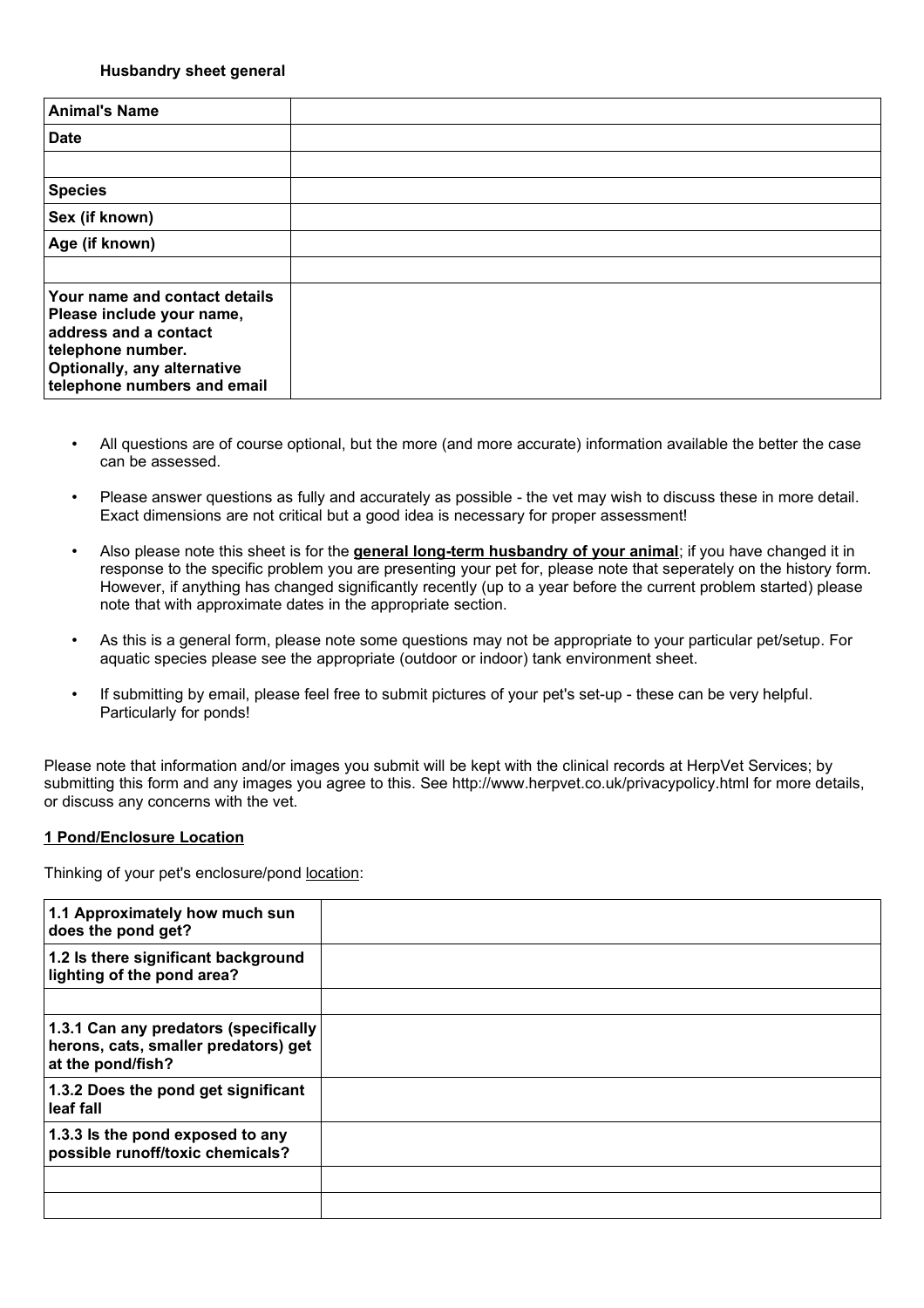**Husbandry sheet general**

| Animal's Name | |
|---|---|
| Date | |
| | |
| Species | |
| Sex (if known) | |
| Age (if known) | |
| | |
| Your name and contact details Please include your name, address and a contact telephone number. Optionally, any alternative telephone numbers and email | |

- All questions are of course optional, but the more (and more accurate) information available the better the case can be assessed.
- Please answer questions as fully and accurately as possible - the vet may wish to discuss these in more detail. Exact dimensions are not critical but a good idea is necessary for proper assessment!
- Also please note this sheet is for the **general long-term husbandry of your animal**; if you have changed it in response to the specific problem you are presenting your pet for, please note that seperately on the history form. However, if anything has changed significantly recently (up to a year before the current problem started) please note that with approximate dates in the appropriate section.
- As this is a general form, please note some questions may not be appropriate to your particular pet/setup. For aquatic species please see the appropriate (outdoor or indoor) tank environment sheet.
- If submitting by email, please feel free to submit pictures of your pet's set-up - these can be very helpful. Particularly for ponds!

Please note that information and/or images you submit will be kept with the clinical records at HerpVet Services; by submitting this form and any images you agree to this. See http://www.herpvet.co.uk/privacypolicy.html for more details, or discuss any concerns with the vet.

## 1 Pond/Enclosure Location

Thinking of your pet's enclosure/pond location:

| 1.1 Approximately how much sun does the pond get? | |
|---|---|
| 1.2 Is there significant background lighting of the pond area? | |
| | |
| 1.3.1 Can any predators (specifically herons, cats, smaller predators) get at the pond/fish? | |
| 1.3.2 Does the pond get significant leaf fall | |
| 1.3.3 Is the pond exposed to any possible runoff/toxic chemicals? | |
| | |
| | |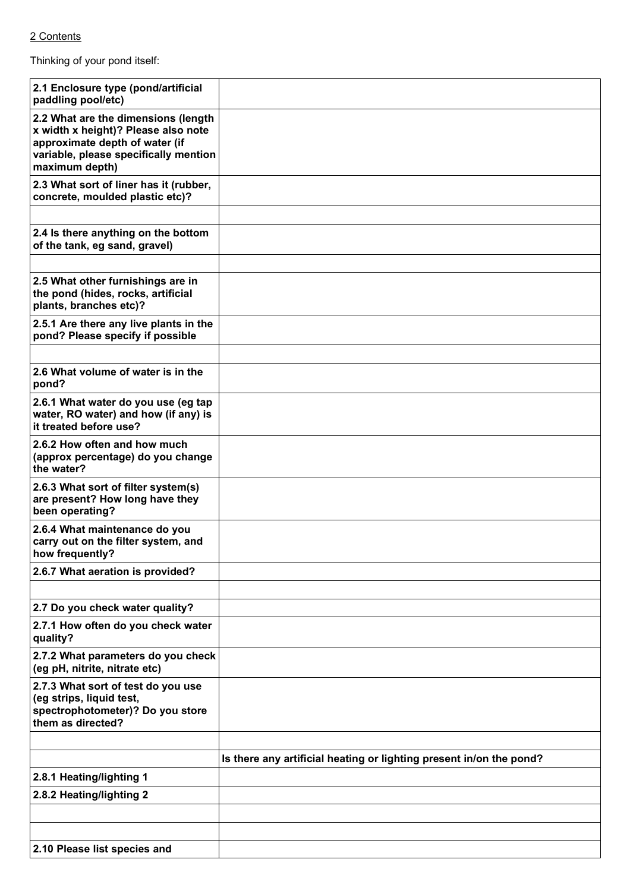2 Contents

Thinking of your pond itself:

| | |
|---|---|
| **2.1 Enclosure type (pond/artificial paddling pool/etc)** | |
| **2.2 What are the dimensions (length x width x height)? Please also note approximate depth of water (if variable, please specifically mention maximum depth)** | |
| **2.3 What sort of liner has it (rubber, concrete, moulded plastic etc)?** | |
| | |
| **2.4 Is there anything on the bottom of the tank, eg sand, gravel)** | |
| | |
| **2.5 What other furnishings are in the pond (hides, rocks, artificial plants, branches etc)?** | |
| **2.5.1 Are there any live plants in the pond? Please specify if possible** | |
| | |
| **2.6 What volume of water is in the pond?** | |
| **2.6.1 What water do you use (eg tap water, RO water) and how (if any) is it treated before use?** | |
| **2.6.2 How often and how much (approx percentage) do you change the water?** | |
| **2.6.3 What sort of filter system(s) are present? How long have they been operating?** | |
| **2.6.4 What maintenance do you carry out on the filter system, and how frequently?** | |
| **2.6.7 What aeration is provided?** | |
| | |
| **2.7 Do you check water quality?** | |
| **2.7.1 How often do you check water quality?** | |
| **2.7.2 What parameters do you check (eg pH, nitrite, nitrate etc)** | |
| **2.7.3 What sort of test do you use (eg strips, liquid test, spectrophotometer)? Do you store them as directed?** | |
| | |
| | **Is there any artificial heating or lighting present in/on the pond?** |
| **2.8.1 Heating/lighting 1** | |
| **2.8.2 Heating/lighting 2** | |
| | |
| | |
| **2.10 Please list species and** | |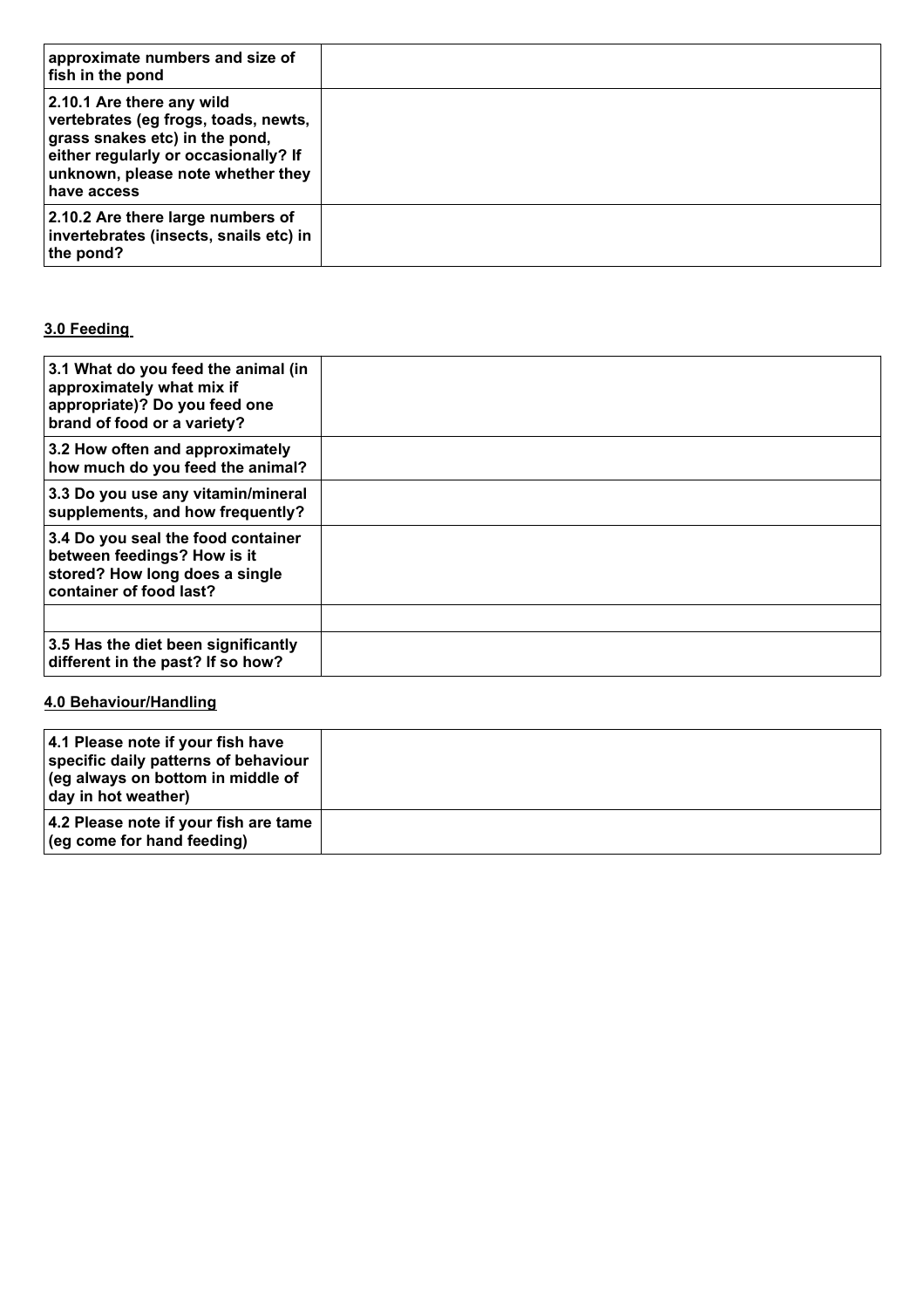| | |
|---|---|
| **approximate numbers and size of fish in the pond** | |
| **2.10.1 Are there any wild vertebrates (eg frogs, toads, newts, grass snakes etc) in the pond, either regularly or occasionally? If unknown, please note whether they have access** | |
| **2.10.2 Are there large numbers of invertebrates (insects, snails etc) in the pond?** | |

## 3.0 Feeding

| | |
|---|---|
| **3.1 What do you feed the animal (in approximately what mix if appropriate)? Do you feed one brand of food or a variety?** | |
| **3.2 How often and approximately how much do you feed the animal?** | |
| **3.3 Do you use any vitamin/mineral supplements, and how frequently?** | |
| **3.4 Do you seal the food container between feedings? How is it stored? How long does a single container of food last?** | |
| | |
| **3.5 Has the diet been significantly different in the past? If so how?** | |

## 4.0 Behaviour/Handling

| | |
|---|---|
| **4.1 Please note if your fish have specific daily patterns of behaviour (eg always on bottom in middle of day in hot weather)** | |
| **4.2 Please note if your fish are tame (eg come for hand feeding)** | |